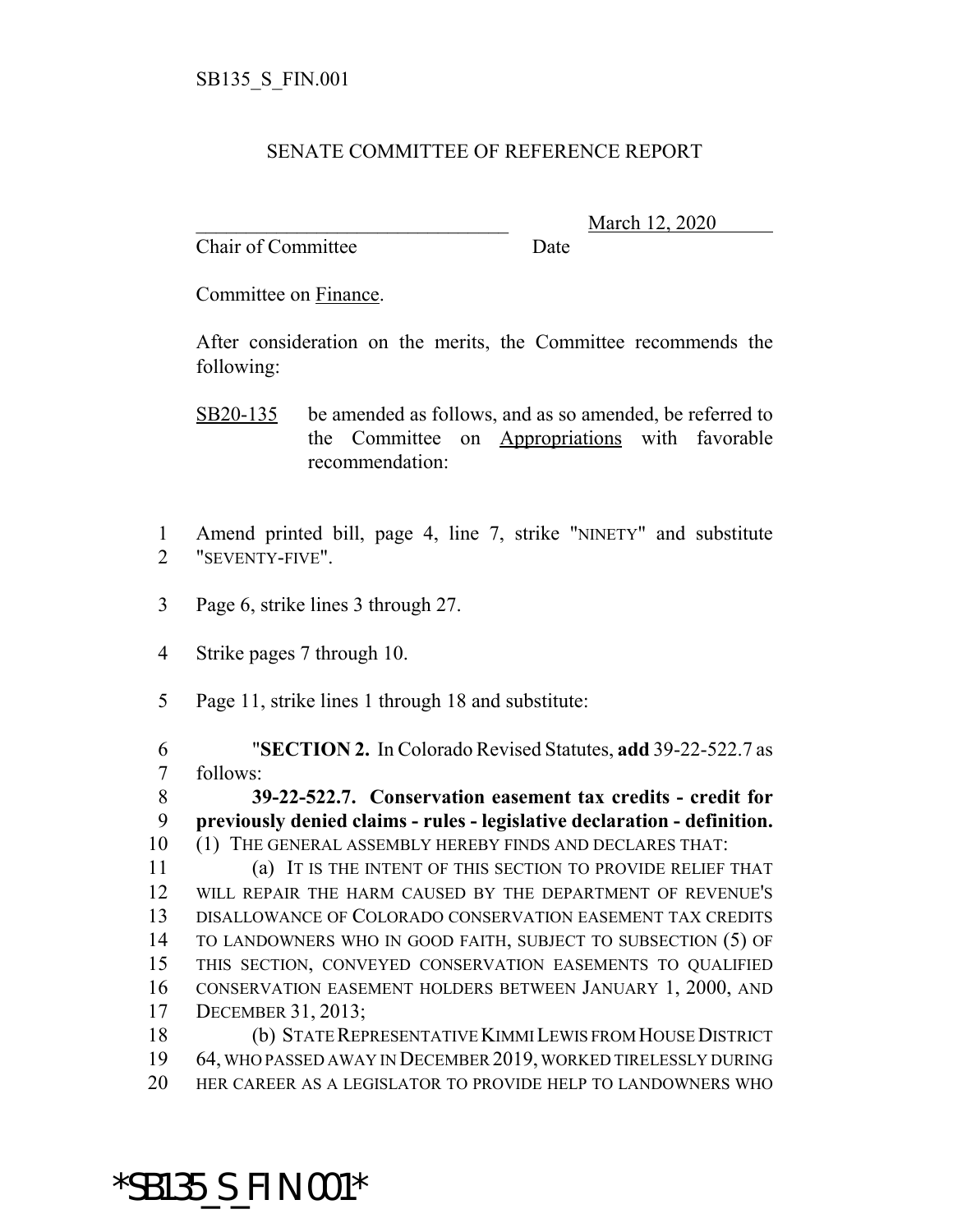SB135_S_FIN.001

SENATE COMMITTEE OF REFERENCE REPORT

\_\_\_\_\_\_\_\_\_\_\_\_\_\_\_\_\_\_\_\_\_\_\_\_\_\_\_\_\_\_\_\_ March 12, 2020
Chair of Committee Date

Committee on Finance.

After consideration on the merits, the Committee recommends the following:

SB20-135 be amended as follows, and as so amended, be referred to the Committee on Appropriations with favorable recommendation:

1 Amend printed bill, page 4, line 7, strike "NINETY" and substitute
2 "SEVENTY-FIVE".

3 Page 6, strike lines 3 through 27.

4 Strike pages 7 through 10.

5 Page 11, strike lines 1 through 18 and substitute:

6 "**SECTION 2.** In Colorado Revised Statutes, **add** 39-22-522.7 as
7 follows:
8 **39-22-522.7. Conservation easement tax credits - credit for**
9 **previously denied claims - rules - legislative declaration - definition.**
10 (1) THE GENERAL ASSEMBLY HEREBY FINDS AND DECLARES THAT:
11 (a) IT IS THE INTENT OF THIS SECTION TO PROVIDE RELIEF THAT
12 WILL REPAIR THE HARM CAUSED BY THE DEPARTMENT OF REVENUE'S
13 DISALLOWANCE OF COLORADO CONSERVATION EASEMENT TAX CREDITS
14 TO LANDOWNERS WHO IN GOOD FAITH, SUBJECT TO SUBSECTION (5) OF
15 THIS SECTION, CONVEYED CONSERVATION EASEMENTS TO QUALIFIED
16 CONSERVATION EASEMENT HOLDERS BETWEEN JANUARY 1, 2000, AND
17 DECEMBER 31, 2013;
18 (b) STATE REPRESENTATIVE KIMMI LEWIS FROM HOUSE DISTRICT
19 64, WHO PASSED AWAY IN DECEMBER 2019, WORKED TIRELESSLY DURING
20 HER CAREER AS A LEGISLATOR TO PROVIDE HELP TO LANDOWNERS WHO

*SB135_S_FIN.001*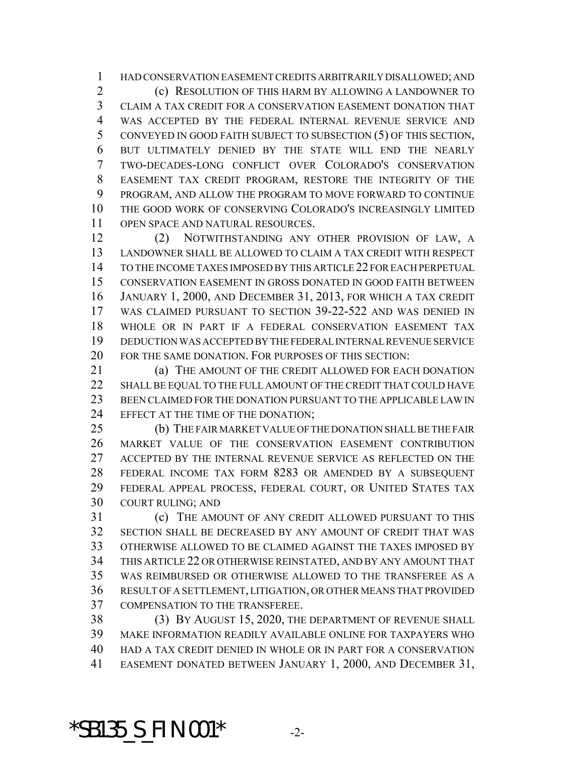HAD CONSERVATION EASEMENT CREDITS ARBITRARILY DISALLOWED; AND

(c) RESOLUTION OF THIS HARM BY ALLOWING A LANDOWNER TO CLAIM A TAX CREDIT FOR A CONSERVATION EASEMENT DONATION THAT WAS ACCEPTED BY THE FEDERAL INTERNAL REVENUE SERVICE AND CONVEYED IN GOOD FAITH SUBJECT TO SUBSECTION (5) OF THIS SECTION, BUT ULTIMATELY DENIED BY THE STATE WILL END THE NEARLY TWO-DECADES-LONG CONFLICT OVER COLORADO'S CONSERVATION EASEMENT TAX CREDIT PROGRAM, RESTORE THE INTEGRITY OF THE PROGRAM, AND ALLOW THE PROGRAM TO MOVE FORWARD TO CONTINUE THE GOOD WORK OF CONSERVING COLORADO'S INCREASINGLY LIMITED OPEN SPACE AND NATURAL RESOURCES.

(2) NOTWITHSTANDING ANY OTHER PROVISION OF LAW, A LANDOWNER SHALL BE ALLOWED TO CLAIM A TAX CREDIT WITH RESPECT TO THE INCOME TAXES IMPOSED BY THIS ARTICLE 22 FOR EACH PERPETUAL CONSERVATION EASEMENT IN GROSS DONATED IN GOOD FAITH BETWEEN JANUARY 1, 2000, AND DECEMBER 31, 2013, FOR WHICH A TAX CREDIT WAS CLAIMED PURSUANT TO SECTION 39-22-522 AND WAS DENIED IN WHOLE OR IN PART IF A FEDERAL CONSERVATION EASEMENT TAX DEDUCTION WAS ACCEPTED BY THE FEDERAL INTERNAL REVENUE SERVICE FOR THE SAME DONATION. FOR PURPOSES OF THIS SECTION:

(a) THE AMOUNT OF THE CREDIT ALLOWED FOR EACH DONATION SHALL BE EQUAL TO THE FULL AMOUNT OF THE CREDIT THAT COULD HAVE BEEN CLAIMED FOR THE DONATION PURSUANT TO THE APPLICABLE LAW IN EFFECT AT THE TIME OF THE DONATION;

(b) THE FAIR MARKET VALUE OF THE DONATION SHALL BE THE FAIR MARKET VALUE OF THE CONSERVATION EASEMENT CONTRIBUTION ACCEPTED BY THE INTERNAL REVENUE SERVICE AS REFLECTED ON THE FEDERAL INCOME TAX FORM 8283 OR AMENDED BY A SUBSEQUENT FEDERAL APPEAL PROCESS, FEDERAL COURT, OR UNITED STATES TAX COURT RULING; AND

(c) THE AMOUNT OF ANY CREDIT ALLOWED PURSUANT TO THIS SECTION SHALL BE DECREASED BY ANY AMOUNT OF CREDIT THAT WAS OTHERWISE ALLOWED TO BE CLAIMED AGAINST THE TAXES IMPOSED BY THIS ARTICLE 22 OR OTHERWISE REINSTATED, AND BY ANY AMOUNT THAT WAS REIMBURSED OR OTHERWISE ALLOWED TO THE TRANSFEREE AS A RESULT OF A SETTLEMENT, LITIGATION, OR OTHER MEANS THAT PROVIDED COMPENSATION TO THE TRANSFEREE.

(3) BY AUGUST 15, 2020, THE DEPARTMENT OF REVENUE SHALL MAKE INFORMATION READILY AVAILABLE ONLINE FOR TAXPAYERS WHO HAD A TAX CREDIT DENIED IN WHOLE OR IN PART FOR A CONSERVATION EASEMENT DONATED BETWEEN JANUARY 1, 2000, AND DECEMBER 31,

*SB135_S_FIN.001*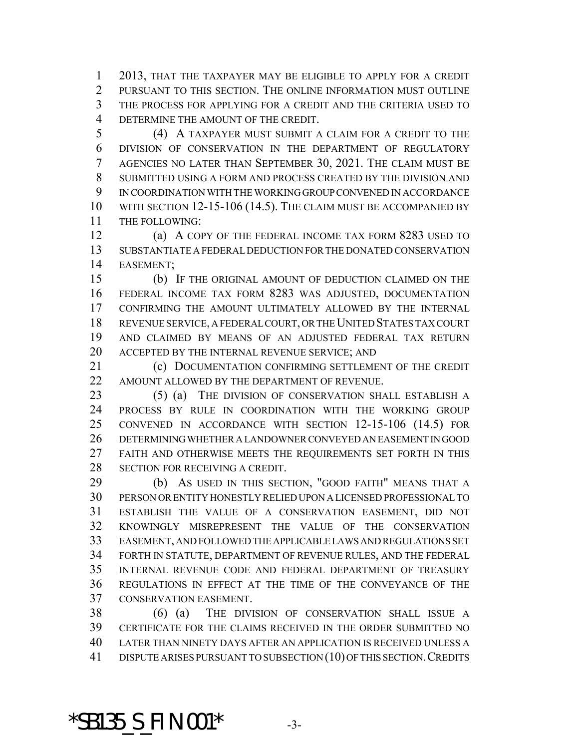2013, THAT THE TAXPAYER MAY BE ELIGIBLE TO APPLY FOR A CREDIT PURSUANT TO THIS SECTION. THE ONLINE INFORMATION MUST OUTLINE THE PROCESS FOR APPLYING FOR A CREDIT AND THE CRITERIA USED TO DETERMINE THE AMOUNT OF THE CREDIT.

(4) A TAXPAYER MUST SUBMIT A CLAIM FOR A CREDIT TO THE DIVISION OF CONSERVATION IN THE DEPARTMENT OF REGULATORY AGENCIES NO LATER THAN SEPTEMBER 30, 2021. THE CLAIM MUST BE SUBMITTED USING A FORM AND PROCESS CREATED BY THE DIVISION AND IN COORDINATION WITH THE WORKING GROUP CONVENED IN ACCORDANCE WITH SECTION 12-15-106 (14.5). THE CLAIM MUST BE ACCOMPANIED BY THE FOLLOWING:

(a) A COPY OF THE FEDERAL INCOME TAX FORM 8283 USED TO SUBSTANTIATE A FEDERAL DEDUCTION FOR THE DONATED CONSERVATION EASEMENT;

(b) IF THE ORIGINAL AMOUNT OF DEDUCTION CLAIMED ON THE FEDERAL INCOME TAX FORM 8283 WAS ADJUSTED, DOCUMENTATION CONFIRMING THE AMOUNT ULTIMATELY ALLOWED BY THE INTERNAL REVENUE SERVICE, A FEDERAL COURT, OR THE UNITED STATES TAX COURT AND CLAIMED BY MEANS OF AN ADJUSTED FEDERAL TAX RETURN ACCEPTED BY THE INTERNAL REVENUE SERVICE; AND

(c) DOCUMENTATION CONFIRMING SETTLEMENT OF THE CREDIT AMOUNT ALLOWED BY THE DEPARTMENT OF REVENUE.

(5) (a) THE DIVISION OF CONSERVATION SHALL ESTABLISH A PROCESS BY RULE IN COORDINATION WITH THE WORKING GROUP CONVENED IN ACCORDANCE WITH SECTION 12-15-106 (14.5) FOR DETERMINING WHETHER A LANDOWNER CONVEYED AN EASEMENT IN GOOD FAITH AND OTHERWISE MEETS THE REQUIREMENTS SET FORTH IN THIS SECTION FOR RECEIVING A CREDIT.

(b) AS USED IN THIS SECTION, "GOOD FAITH" MEANS THAT A PERSON OR ENTITY HONESTLY RELIED UPON A LICENSED PROFESSIONAL TO ESTABLISH THE VALUE OF A CONSERVATION EASEMENT, DID NOT KNOWINGLY MISREPRESENT THE VALUE OF THE CONSERVATION EASEMENT, AND FOLLOWED THE APPLICABLE LAWS AND REGULATIONS SET FORTH IN STATUTE, DEPARTMENT OF REVENUE RULES, AND THE FEDERAL INTERNAL REVENUE CODE AND FEDERAL DEPARTMENT OF TREASURY REGULATIONS IN EFFECT AT THE TIME OF THE CONVEYANCE OF THE CONSERVATION EASEMENT.

(6) (a) THE DIVISION OF CONSERVATION SHALL ISSUE A CERTIFICATE FOR THE CLAIMS RECEIVED IN THE ORDER SUBMITTED NO LATER THAN NINETY DAYS AFTER AN APPLICATION IS RECEIVED UNLESS A DISPUTE ARISES PURSUANT TO SUBSECTION (10) OF THIS SECTION. CREDITS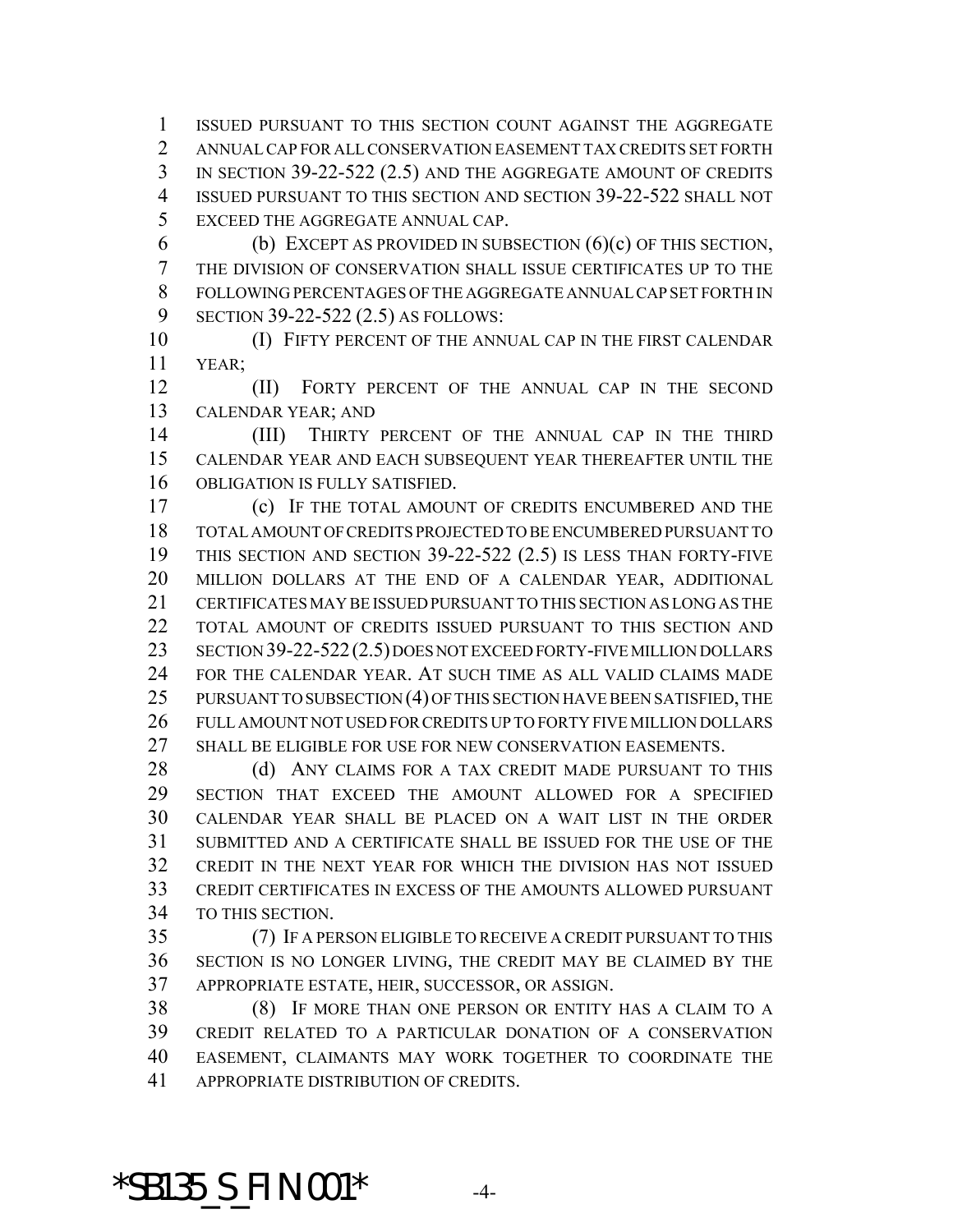ISSUED PURSUANT TO THIS SECTION COUNT AGAINST THE AGGREGATE ANNUAL CAP FOR ALL CONSERVATION EASEMENT TAX CREDITS SET FORTH IN SECTION 39-22-522 (2.5) AND THE AGGREGATE AMOUNT OF CREDITS ISSUED PURSUANT TO THIS SECTION AND SECTION 39-22-522 SHALL NOT EXCEED THE AGGREGATE ANNUAL CAP.

(b) EXCEPT AS PROVIDED IN SUBSECTION (6)(c) OF THIS SECTION, THE DIVISION OF CONSERVATION SHALL ISSUE CERTIFICATES UP TO THE FOLLOWING PERCENTAGES OF THE AGGREGATE ANNUAL CAP SET FORTH IN SECTION 39-22-522 (2.5) AS FOLLOWS:

(I) FIFTY PERCENT OF THE ANNUAL CAP IN THE FIRST CALENDAR YEAR;

(II) FORTY PERCENT OF THE ANNUAL CAP IN THE SECOND CALENDAR YEAR; AND

(III) THIRTY PERCENT OF THE ANNUAL CAP IN THE THIRD CALENDAR YEAR AND EACH SUBSEQUENT YEAR THEREAFTER UNTIL THE OBLIGATION IS FULLY SATISFIED.

(c) IF THE TOTAL AMOUNT OF CREDITS ENCUMBERED AND THE TOTAL AMOUNT OF CREDITS PROJECTED TO BE ENCUMBERED PURSUANT TO THIS SECTION AND SECTION 39-22-522 (2.5) IS LESS THAN FORTY-FIVE MILLION DOLLARS AT THE END OF A CALENDAR YEAR, ADDITIONAL CERTIFICATES MAY BE ISSUED PURSUANT TO THIS SECTION AS LONG AS THE TOTAL AMOUNT OF CREDITS ISSUED PURSUANT TO THIS SECTION AND SECTION 39-22-522 (2.5) DOES NOT EXCEED FORTY-FIVE MILLION DOLLARS FOR THE CALENDAR YEAR. AT SUCH TIME AS ALL VALID CLAIMS MADE PURSUANT TO SUBSECTION (4) OF THIS SECTION HAVE BEEN SATISFIED, THE FULL AMOUNT NOT USED FOR CREDITS UP TO FORTY FIVE MILLION DOLLARS SHALL BE ELIGIBLE FOR USE FOR NEW CONSERVATION EASEMENTS.

(d) ANY CLAIMS FOR A TAX CREDIT MADE PURSUANT TO THIS SECTION THAT EXCEED THE AMOUNT ALLOWED FOR A SPECIFIED CALENDAR YEAR SHALL BE PLACED ON A WAIT LIST IN THE ORDER SUBMITTED AND A CERTIFICATE SHALL BE ISSUED FOR THE USE OF THE CREDIT IN THE NEXT YEAR FOR WHICH THE DIVISION HAS NOT ISSUED CREDIT CERTIFICATES IN EXCESS OF THE AMOUNTS ALLOWED PURSUANT TO THIS SECTION.

(7) IF A PERSON ELIGIBLE TO RECEIVE A CREDIT PURSUANT TO THIS SECTION IS NO LONGER LIVING, THE CREDIT MAY BE CLAIMED BY THE APPROPRIATE ESTATE, HEIR, SUCCESSOR, OR ASSIGN.

(8) IF MORE THAN ONE PERSON OR ENTITY HAS A CLAIM TO A CREDIT RELATED TO A PARTICULAR DONATION OF A CONSERVATION EASEMENT, CLAIMANTS MAY WORK TOGETHER TO COORDINATE THE APPROPRIATE DISTRIBUTION OF CREDITS.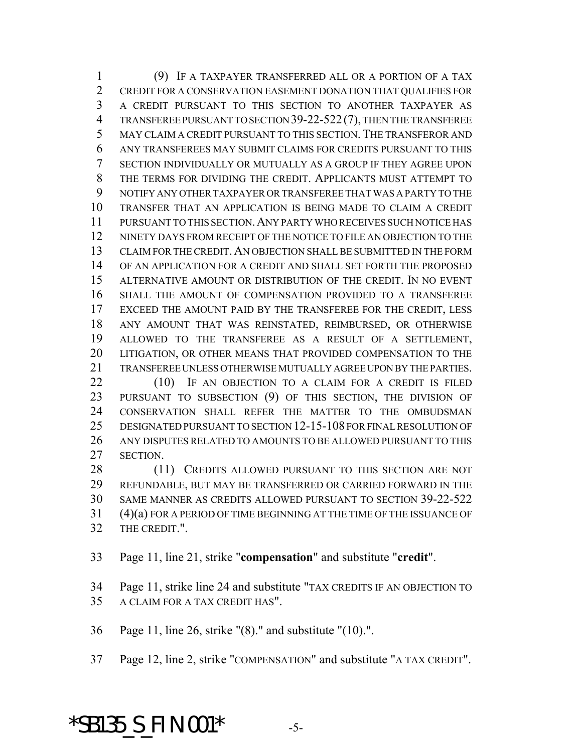(9) IF A TAXPAYER TRANSFERRED ALL OR A PORTION OF A TAX CREDIT FOR A CONSERVATION EASEMENT DONATION THAT QUALIFIES FOR A CREDIT PURSUANT TO THIS SECTION TO ANOTHER TAXPAYER AS TRANSFEREE PURSUANT TO SECTION 39-22-522 (7), THEN THE TRANSFEREE MAY CLAIM A CREDIT PURSUANT TO THIS SECTION. THE TRANSFEROR AND ANY TRANSFEREES MAY SUBMIT CLAIMS FOR CREDITS PURSUANT TO THIS SECTION INDIVIDUALLY OR MUTUALLY AS A GROUP IF THEY AGREE UPON THE TERMS FOR DIVIDING THE CREDIT. APPLICANTS MUST ATTEMPT TO NOTIFY ANY OTHER TAXPAYER OR TRANSFEREE THAT WAS A PARTY TO THE TRANSFER THAT AN APPLICATION IS BEING MADE TO CLAIM A CREDIT PURSUANT TO THIS SECTION. ANY PARTY WHO RECEIVES SUCH NOTICE HAS NINETY DAYS FROM RECEIPT OF THE NOTICE TO FILE AN OBJECTION TO THE CLAIM FOR THE CREDIT. AN OBJECTION SHALL BE SUBMITTED IN THE FORM OF AN APPLICATION FOR A CREDIT AND SHALL SET FORTH THE PROPOSED ALTERNATIVE AMOUNT OR DISTRIBUTION OF THE CREDIT. IN NO EVENT SHALL THE AMOUNT OF COMPENSATION PROVIDED TO A TRANSFEREE EXCEED THE AMOUNT PAID BY THE TRANSFEREE FOR THE CREDIT, LESS ANY AMOUNT THAT WAS REINSTATED, REIMBURSED, OR OTHERWISE ALLOWED TO THE TRANSFEREE AS A RESULT OF A SETTLEMENT, LITIGATION, OR OTHER MEANS THAT PROVIDED COMPENSATION TO THE TRANSFEREE UNLESS OTHERWISE MUTUALLY AGREE UPON BY THE PARTIES.

(10) IF AN OBJECTION TO A CLAIM FOR A CREDIT IS FILED PURSUANT TO SUBSECTION (9) OF THIS SECTION, THE DIVISION OF CONSERVATION SHALL REFER THE MATTER TO THE OMBUDSMAN DESIGNATED PURSUANT TO SECTION 12-15-108 FOR FINAL RESOLUTION OF ANY DISPUTES RELATED TO AMOUNTS TO BE ALLOWED PURSUANT TO THIS SECTION.

(11) CREDITS ALLOWED PURSUANT TO THIS SECTION ARE NOT REFUNDABLE, BUT MAY BE TRANSFERRED OR CARRIED FORWARD IN THE SAME MANNER AS CREDITS ALLOWED PURSUANT TO SECTION 39-22-522 (4)(a) FOR A PERIOD OF TIME BEGINNING AT THE TIME OF THE ISSUANCE OF THE CREDIT.".

Page 11, line 21, strike "**compensation**" and substitute "**credit**".

Page 11, strike line 24 and substitute "TAX CREDITS IF AN OBJECTION TO A CLAIM FOR A TAX CREDIT HAS".

Page 11, line 26, strike "(8)." and substitute "(10).".

Page 12, line 2, strike "COMPENSATION" and substitute "A TAX CREDIT".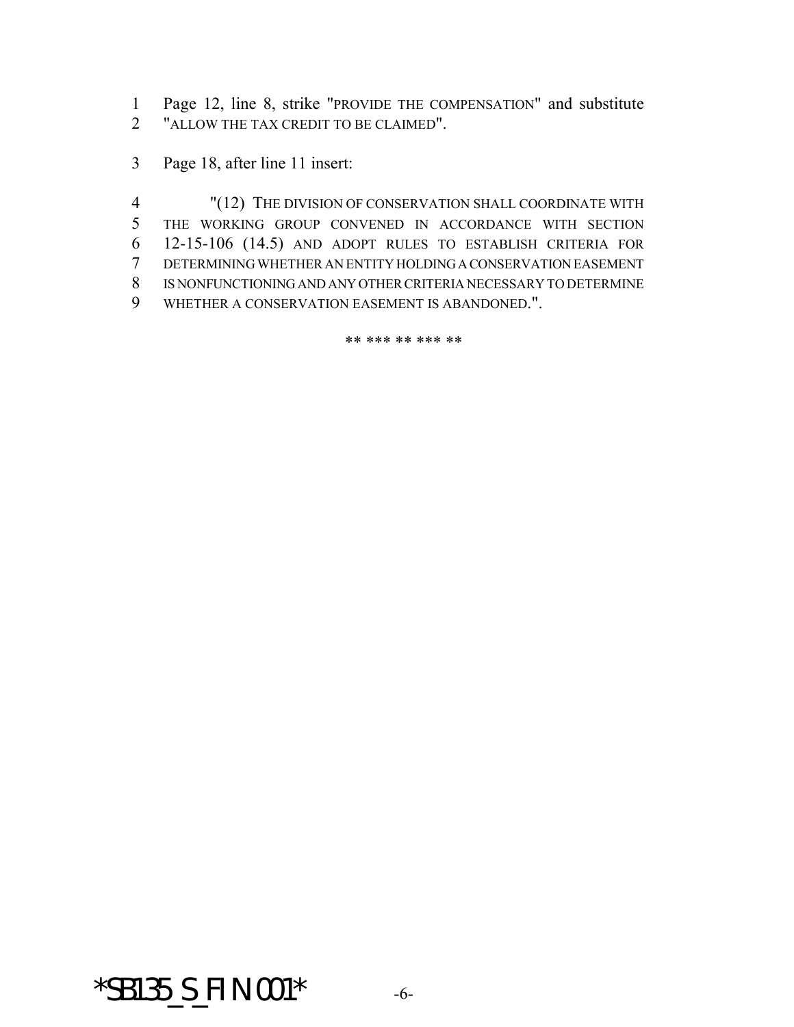Page 12, line 8, strike "PROVIDE THE COMPENSATION" and substitute "ALLOW THE TAX CREDIT TO BE CLAIMED".

Page 18, after line 11 insert:

"(12) THE DIVISION OF CONSERVATION SHALL COORDINATE WITH THE WORKING GROUP CONVENED IN ACCORDANCE WITH SECTION 12-15-106 (14.5) AND ADOPT RULES TO ESTABLISH CRITERIA FOR DETERMINING WHETHER AN ENTITY HOLDING A CONSERVATION EASEMENT IS NONFUNCTIONING AND ANY OTHER CRITERIA NECESSARY TO DETERMINE WHETHER A CONSERVATION EASEMENT IS ABANDONED.".

** *** ** *** **

*SB135_S_FIN.001*